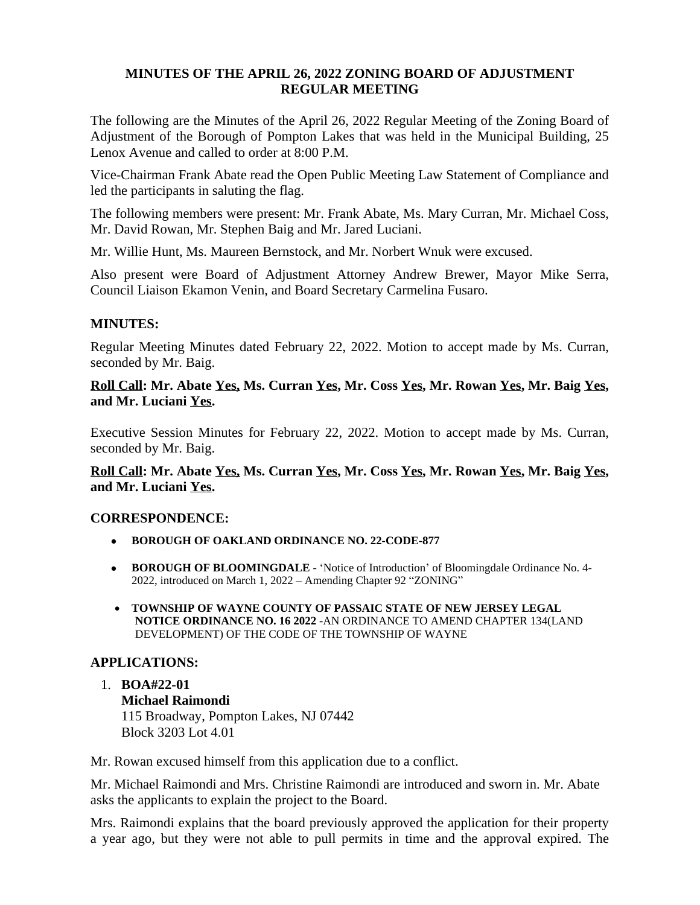# MINUTES OF THE APRIL 26, 2022 ZONING BOARD OF ADJUSTMENT REGULAR MEETING

The following are the Minutes of the April 26, 2022 Regular Meeting of the Zoning Board of Adjustment of the Borough of Pompton Lakes that was held in the Municipal Building, 25 Lenox Avenue and called to order at 8:00 P.M.

Vice-Chairman Frank Abate read the Open Public Meeting Law Statement of Compliance and led the participants in saluting the flag.

The following members were present: Mr. Frank Abate, Ms. Mary Curran, Mr. Michael Coss, Mr. David Rowan, Mr. Stephen Baig and Mr. Jared Luciani.

Mr. Willie Hunt, Ms. Maureen Bernstock, and Mr. Norbert Wnuk were excused.

Also present were Board of Adjustment Attorney Andrew Brewer, Mayor Mike Serra, Council Liaison Ekamon Venin, and Board Secretary Carmelina Fusaro.

## MINUTES:

Regular Meeting Minutes dated February 22, 2022. Motion to accept made by Ms. Curran, seconded by Mr. Baig.

**Roll Call: Mr. Abate Yes, Ms. Curran Yes, Mr. Coss Yes, Mr. Rowan Yes, Mr. Baig Yes, and Mr. Luciani Yes.**

Executive Session Minutes for February 22, 2022. Motion to accept made by Ms. Curran, seconded by Mr. Baig.

**Roll Call: Mr. Abate Yes, Ms. Curran Yes, Mr. Coss Yes, Mr. Rowan Yes, Mr. Baig Yes, and Mr. Luciani Yes.**

## CORRESPONDENCE:

- **BOROUGH OF OAKLAND ORDINANCE NO. 22-CODE-877**
- **BOROUGH OF BLOOMINGDALE** - 'Notice of Introduction' of Bloomingdale Ordinance No. 4-2022, introduced on March 1, 2022 – Amending Chapter 92 "ZONING"
- **TOWNSHIP OF WAYNE COUNTY OF PASSAIC STATE OF NEW JERSEY LEGAL NOTICE ORDINANCE NO. 16 2022** -AN ORDINANCE TO AMEND CHAPTER 134(LAND DEVELOPMENT) OF THE CODE OF THE TOWNSHIP OF WAYNE

## APPLICATIONS:

1. **BOA#22-01**
   **Michael Raimondi**
   115 Broadway, Pompton Lakes, NJ 07442
   Block 3203 Lot 4.01

Mr. Rowan excused himself from this application due to a conflict.

Mr. Michael Raimondi and Mrs. Christine Raimondi are introduced and sworn in. Mr. Abate asks the applicants to explain the project to the Board.

Mrs. Raimondi explains that the board previously approved the application for their property a year ago, but they were not able to pull permits in time and the approval expired. The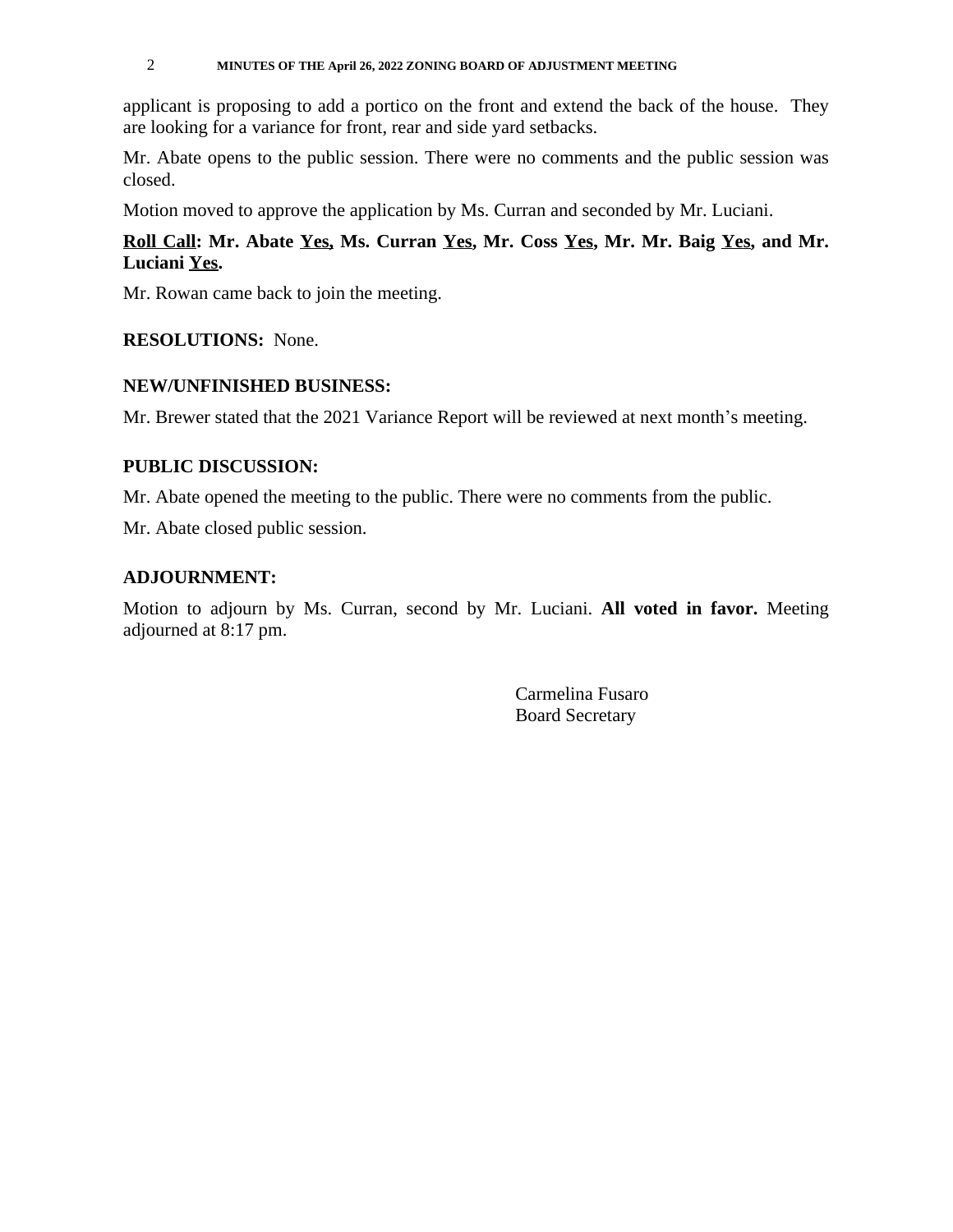applicant is proposing to add a portico on the front and extend the back of the house. They are looking for a variance for front, rear and side yard setbacks.

Mr. Abate opens to the public session. There were no comments and the public session was closed.

Motion moved to approve the application by Ms. Curran and seconded by Mr. Luciani.

**Roll Call: Mr. Abate Yes, Ms. Curran Yes, Mr. Coss Yes, Mr. Mr. Baig Yes, and Mr. Luciani Yes.**

Mr. Rowan came back to join the meeting.

**RESOLUTIONS:** None.

**NEW/UNFINISHED BUSINESS:**

Mr. Brewer stated that the 2021 Variance Report will be reviewed at next month's meeting.

**PUBLIC DISCUSSION:**

Mr. Abate opened the meeting to the public. There were no comments from the public.

Mr. Abate closed public session.

**ADJOURNMENT:**

Motion to adjourn by Ms. Curran, second by Mr. Luciani. **All voted in favor.** Meeting adjourned at 8:17 pm.

Carmelina Fusaro
Board Secretary